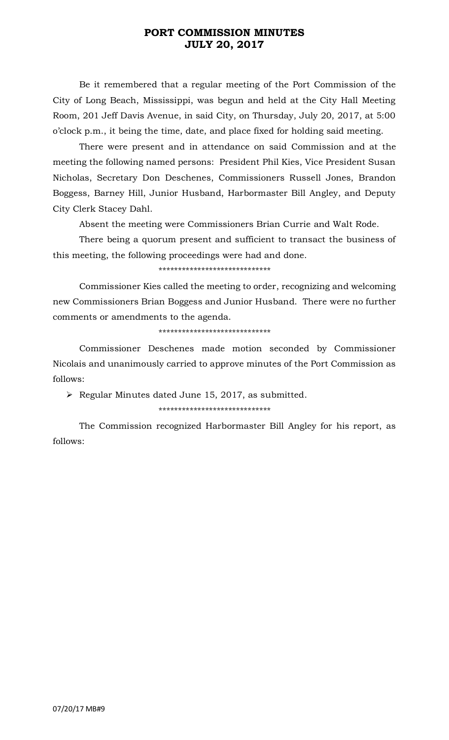# PORT COMMISSION MINUTES
# JULY 20, 2017

Be it remembered that a regular meeting of the Port Commission of the City of Long Beach, Mississippi, was begun and held at the City Hall Meeting Room, 201 Jeff Davis Avenue, in said City, on Thursday, July 20, 2017, at 5:00 o'clock p.m., it being the time, date, and place fixed for holding said meeting.

There were present and in attendance on said Commission and at the meeting the following named persons: President Phil Kies, Vice President Susan Nicholas, Secretary Don Deschenes, Commissioners Russell Jones, Brandon Boggess, Barney Hill, Junior Husband, Harbormaster Bill Angley, and Deputy City Clerk Stacey Dahl.

Absent the meeting were Commissioners Brian Currie and Walt Rode.

There being a quorum present and sufficient to transact the business of this meeting, the following proceedings were had and done.

*****************************

Commissioner Kies called the meeting to order, recognizing and welcoming new Commissioners Brian Boggess and Junior Husband. There were no further comments or amendments to the agenda.

*****************************

Commissioner Deschenes made motion seconded by Commissioner Nicolais and unanimously carried to approve minutes of the Port Commission as follows:

- Regular Minutes dated June 15, 2017, as submitted.

*****************************

The Commission recognized Harbormaster Bill Angley for his report, as follows: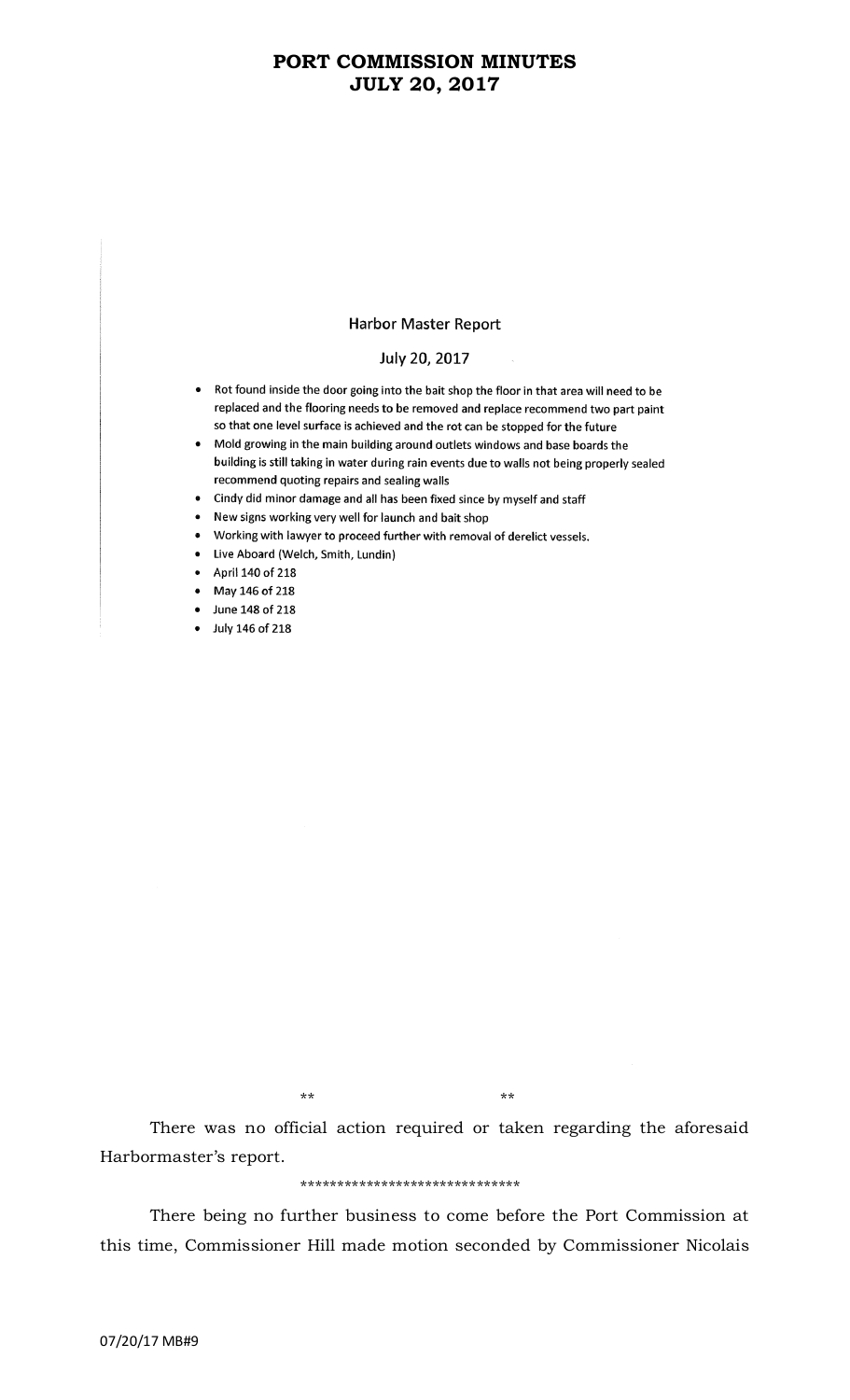## Harbor Master Report

July 20, 2017

- Rot found inside the door going into the bait shop the floor in that area will need to be replaced and the flooring needs to be removed and replace recommend two part paint so that one level surface is achieved and the rot can be stopped for the future
- Mold growing in the main building around outlets windows and base boards the building is still taking in water during rain events due to walls not being properly sealed recommend quoting repairs and sealing walls
- Cindy did minor damage and all has been fixed since by myself and staff
- New signs working very well for launch and bait shop
- Working with lawyer to proceed further with removal of derelict vessels.
- Live Aboard (Welch, Smith, Lundin)
- April 140 of 218
- May 146 of 218
- June 148 of 218
- July 146 of 218

** **

There was no official action required or taken regarding the aforesaid Harbormaster's report.

******************************

There being no further business to come before the Port Commission at this time, Commissioner Hill made motion seconded by Commissioner Nicolais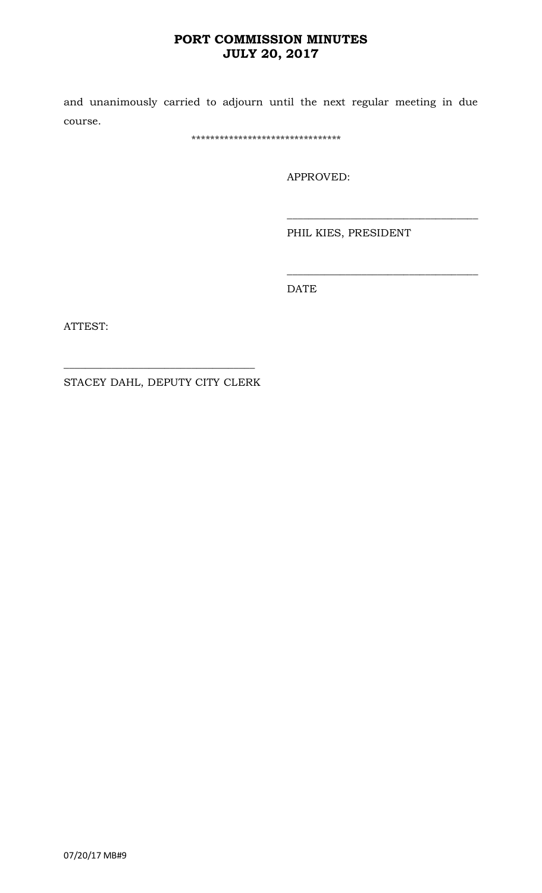and unanimously carried to adjourn until the next regular meeting in due course.

*******************************

APPROVED:

___________________________________

PHIL KIES, PRESIDENT

___________________________________

DATE

ATTEST:

___________________________________

STACEY DAHL, DEPUTY CITY CLERK